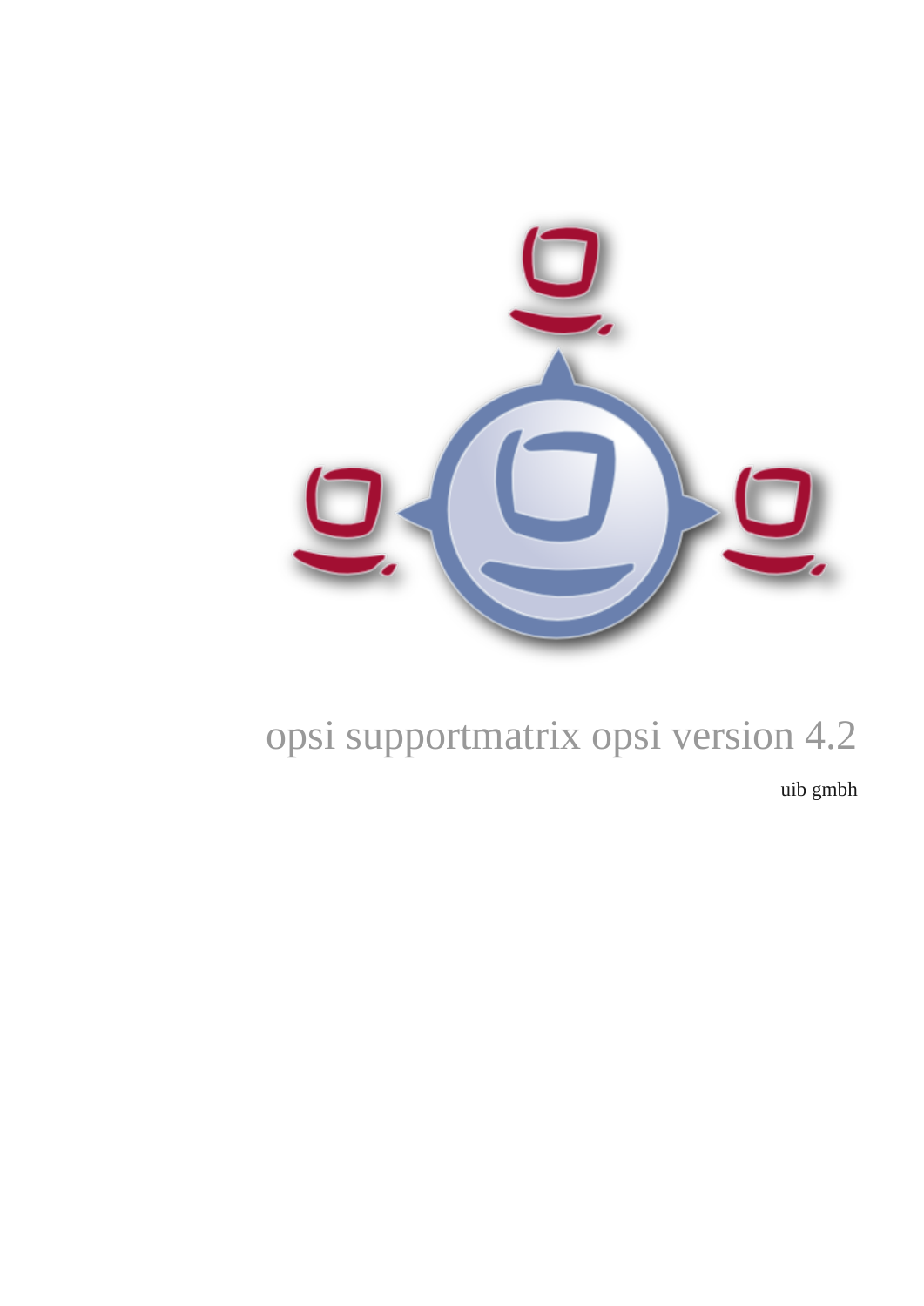# opsi supportmatrix opsi version 4.2

uib gmbh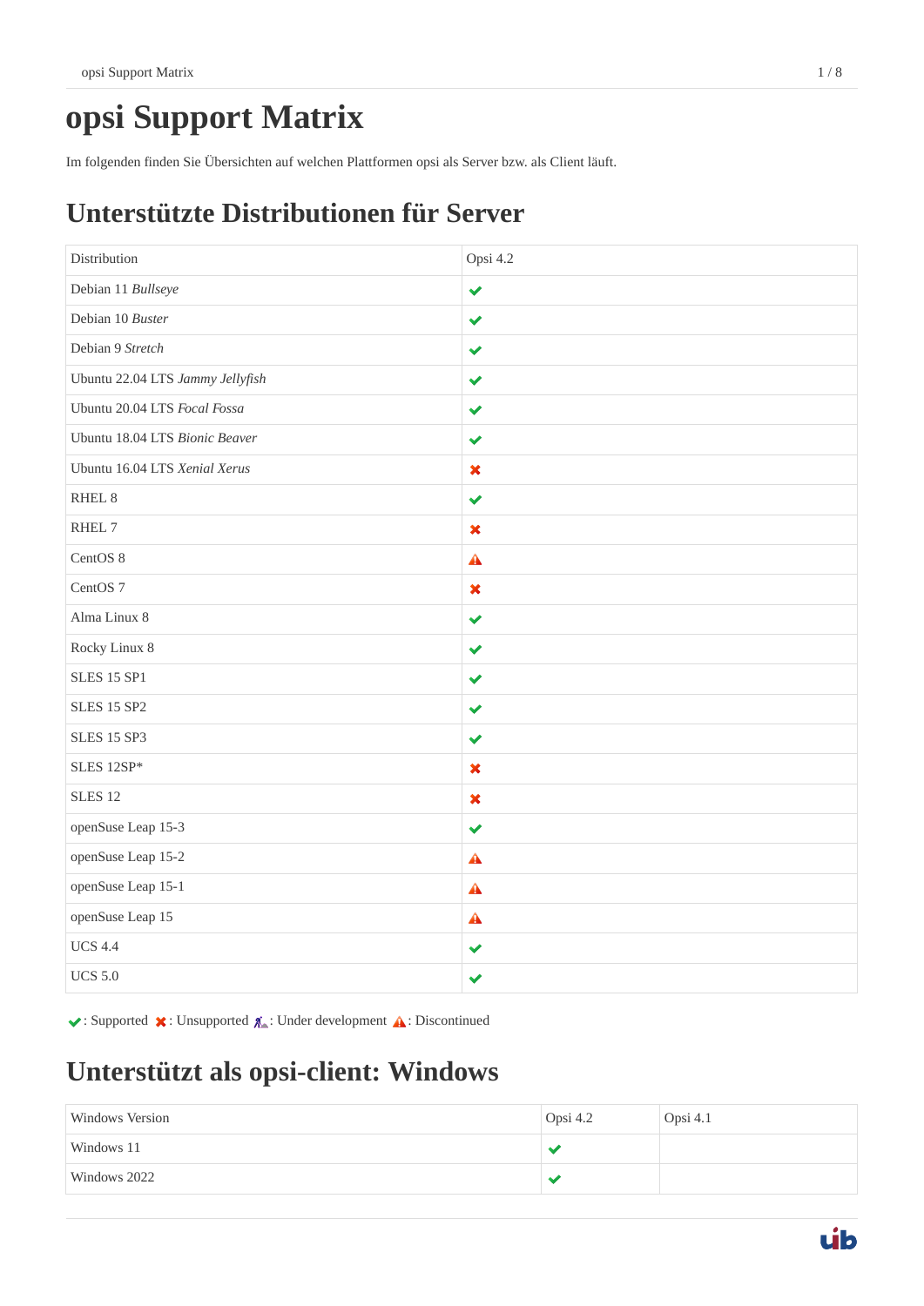# opsi Support Matrix

Im folgenden finden Sie Übersichten auf welchen Plattformen opsi als Server bzw. als Client läuft.

## Unterstützte Distributionen für Server

| Distribution | Opsi 4.2 |
| --- | --- |
| Debian 11 *Bullseye* | ✔ |
| Debian 10 *Buster* | ✔ |
| Debian 9 *Stretch* | ✔ |
| Ubuntu 22.04 LTS *Jammy Jellyfish* | ✔ |
| Ubuntu 20.04 LTS *Focal Fossa* | ✔ |
| Ubuntu 18.04 LTS *Bionic Beaver* | ✔ |
| Ubuntu 16.04 LTS *Xenial Xerus* | ✖ |
| RHEL 8 | ✔ |
| RHEL 7 | ✖ |
| CentOS 8 | ⚠ |
| CentOS 7 | ✖ |
| Alma Linux 8 | ✔ |
| Rocky Linux 8 | ✔ |
| SLES 15 SP1 | ✔ |
| SLES 15 SP2 | ✔ |
| SLES 15 SP3 | ✔ |
| SLES 12SP* | ✖ |
| SLES 12 | ✖ |
| openSuse Leap 15-3 | ✔ |
| openSuse Leap 15-2 | ⚠ |
| openSuse Leap 15-1 | ⚠ |
| openSuse Leap 15 | ⚠ |
| UCS 4.4 | ✔ |
| UCS 5.0 | ✔ |

✔: Supported ✖: Unsupported 🚧: Under development ⚠: Discontinued

## Unterstützt als opsi-client: Windows

| Windows Version | Opsi 4.2 | Opsi 4.1 |
| --- | --- | --- |
| Windows 11 | ✔ | |
| Windows 2022 | ✔ | |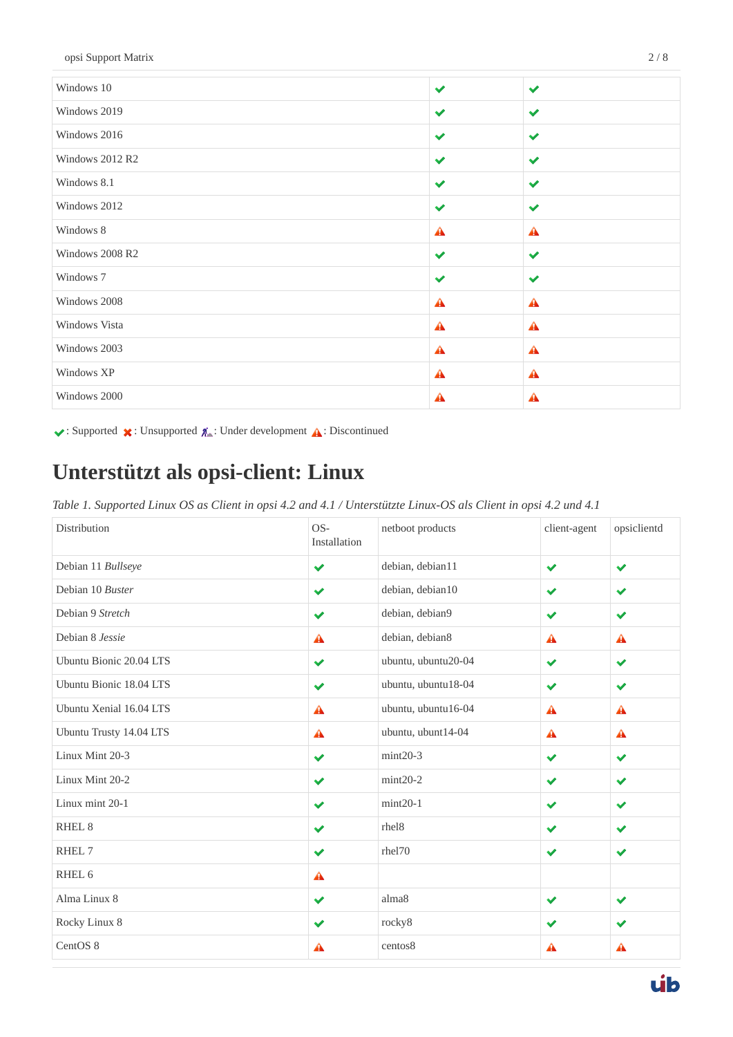| | | |
|---|---|---|
| Windows 10 | ✔ | ✔ |
| Windows 2019 | ✔ | ✔ |
| Windows 2016 | ✔ | ✔ |
| Windows 2012 R2 | ✔ | ✔ |
| Windows 8.1 | ✔ | ✔ |
| Windows 2012 | ✔ | ✔ |
| Windows 8 | ⚠ | ⚠ |
| Windows 2008 R2 | ✔ | ✔ |
| Windows 7 | ✔ | ✔ |
| Windows 2008 | ⚠ | ⚠ |
| Windows Vista | ⚠ | ⚠ |
| Windows 2003 | ⚠ | ⚠ |
| Windows XP | ⚠ | ⚠ |
| Windows 2000 | ⚠ | ⚠ |

✔: Supported ✖: Unsupported 🚧: Under development ⚠: Discontinued

# Unterstützt als opsi-client: Linux

*Table 1. Supported Linux OS as Client in opsi 4.2 and 4.1 / Unterstützte Linux-OS als Client in opsi 4.2 und 4.1*

| Distribution | OS-Installation | netboot products | client-agent | opsiclientd |
|---|---|---|---|---|
| Debian 11 *Bullseye* | ✔ | debian, debian11 | ✔ | ✔ |
| Debian 10 *Buster* | ✔ | debian, debian10 | ✔ | ✔ |
| Debian 9 *Stretch* | ✔ | debian, debian9 | ✔ | ✔ |
| Debian 8 *Jessie* | ⚠ | debian, debian8 | ⚠ | ⚠ |
| Ubuntu Bionic 20.04 LTS | ✔ | ubuntu, ubuntu20-04 | ✔ | ✔ |
| Ubuntu Bionic 18.04 LTS | ✔ | ubuntu, ubuntu18-04 | ✔ | ✔ |
| Ubuntu Xenial 16.04 LTS | ⚠ | ubuntu, ubuntu16-04 | ⚠ | ⚠ |
| Ubuntu Trusty 14.04 LTS | ⚠ | ubuntu, ubunt14-04 | ⚠ | ⚠ |
| Linux Mint 20-3 | ✔ | mint20-3 | ✔ | ✔ |
| Linux Mint 20-2 | ✔ | mint20-2 | ✔ | ✔ |
| Linux mint 20-1 | ✔ | mint20-1 | ✔ | ✔ |
| RHEL 8 | ✔ | rhel8 | ✔ | ✔ |
| RHEL 7 | ✔ | rhel70 | ✔ | ✔ |
| RHEL 6 | ⚠ | | | |
| Alma Linux 8 | ✔ | alma8 | ✔ | ✔ |
| Rocky Linux 8 | ✔ | rocky8 | ✔ | ✔ |
| CentOS 8 | ⚠ | centos8 | ⚠ | ⚠ |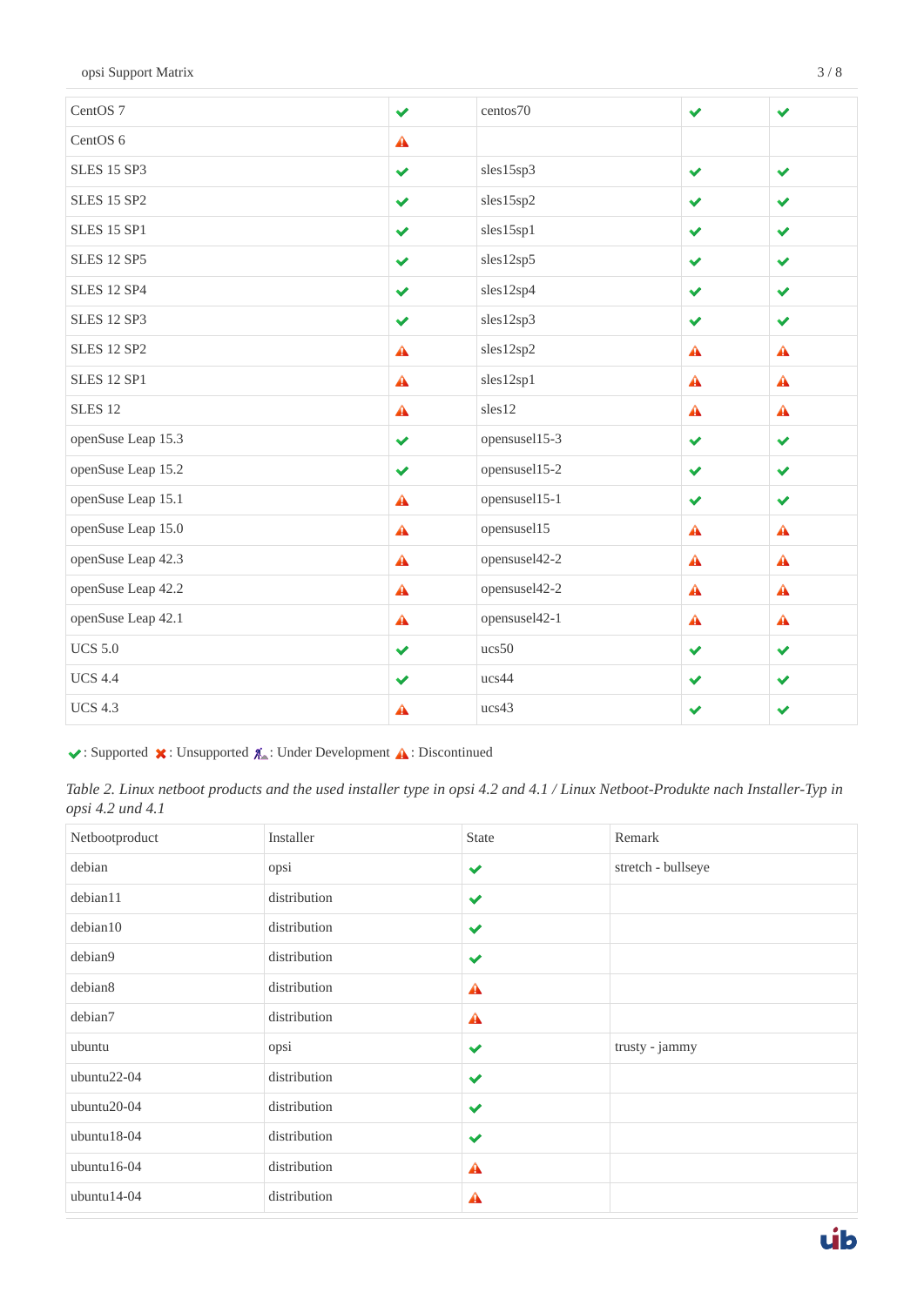| | | | | |
|---|---|---|---|---|
| CentOS 7 | ✔ | centos70 | ✔ | ✔ |
| CentOS 6 | ⚠ | | | |
| SLES 15 SP3 | ✔ | sles15sp3 | ✔ | ✔ |
| SLES 15 SP2 | ✔ | sles15sp2 | ✔ | ✔ |
| SLES 15 SP1 | ✔ | sles15sp1 | ✔ | ✔ |
| SLES 12 SP5 | ✔ | sles12sp5 | ✔ | ✔ |
| SLES 12 SP4 | ✔ | sles12sp4 | ✔ | ✔ |
| SLES 12 SP3 | ✔ | sles12sp3 | ✔ | ✔ |
| SLES 12 SP2 | ⚠ | sles12sp2 | ⚠ | ⚠ |
| SLES 12 SP1 | ⚠ | sles12sp1 | ⚠ | ⚠ |
| SLES 12 | ⚠ | sles12 | ⚠ | ⚠ |
| openSuse Leap 15.3 | ✔ | opensusel15-3 | ✔ | ✔ |
| openSuse Leap 15.2 | ✔ | opensusel15-2 | ✔ | ✔ |
| openSuse Leap 15.1 | ⚠ | opensusel15-1 | ✔ | ✔ |
| openSuse Leap 15.0 | ⚠ | opensusel15 | ⚠ | ⚠ |
| openSuse Leap 42.3 | ⚠ | opensusel42-2 | ⚠ | ⚠ |
| openSuse Leap 42.2 | ⚠ | opensusel42-2 | ⚠ | ⚠ |
| openSuse Leap 42.1 | ⚠ | opensusel42-1 | ⚠ | ⚠ |
| UCS 5.0 | ✔ | ucs50 | ✔ | ✔ |
| UCS 4.4 | ✔ | ucs44 | ✔ | ✔ |
| UCS 4.3 | ⚠ | ucs43 | ✔ | ✔ |

✔: Supported ✖: Unsupported 🚧: Under Development ⚠: Discontinued

*Table 2. Linux netboot products and the used installer type in opsi 4.2 and 4.1 / Linux Netboot-Produkte nach Installer-Typ in opsi 4.2 und 4.1*

| Netbootproduct | Installer | State | Remark |
|---|---|---|---|
| debian | opsi | ✔ | stretch - bullseye |
| debian11 | distribution | ✔ | |
| debian10 | distribution | ✔ | |
| debian9 | distribution | ✔ | |
| debian8 | distribution | ⚠ | |
| debian7 | distribution | ⚠ | |
| ubuntu | opsi | ✔ | trusty - jammy |
| ubuntu22-04 | distribution | ✔ | |
| ubuntu20-04 | distribution | ✔ | |
| ubuntu18-04 | distribution | ✔ | |
| ubuntu16-04 | distribution | ⚠ | |
| ubuntu14-04 | distribution | ⚠ | |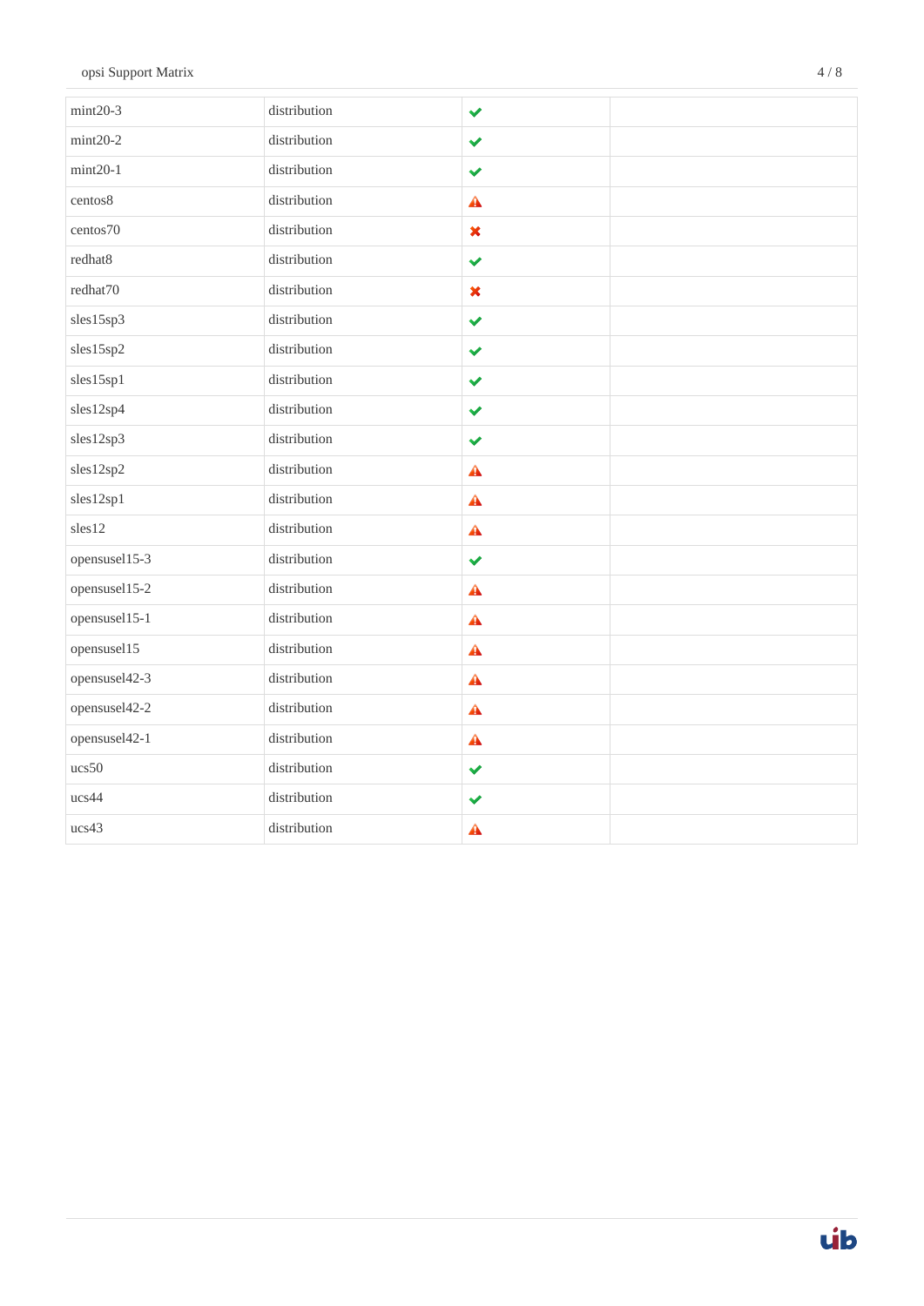| | | | |
|---|---|---|---|
| mint20-3 | distribution | ✔ | |
| mint20-2 | distribution | ✔ | |
| mint20-1 | distribution | ✔ | |
| centos8 | distribution | ⚠ | |
| centos70 | distribution | ✖ | |
| redhat8 | distribution | ✔ | |
| redhat70 | distribution | ✖ | |
| sles15sp3 | distribution | ✔ | |
| sles15sp2 | distribution | ✔ | |
| sles15sp1 | distribution | ✔ | |
| sles12sp4 | distribution | ✔ | |
| sles12sp3 | distribution | ✔ | |
| sles12sp2 | distribution | ⚠ | |
| sles12sp1 | distribution | ⚠ | |
| sles12 | distribution | ⚠ | |
| opensusel15-3 | distribution | ✔ | |
| opensusel15-2 | distribution | ⚠ | |
| opensusel15-1 | distribution | ⚠ | |
| opensusel15 | distribution | ⚠ | |
| opensusel42-3 | distribution | ⚠ | |
| opensusel42-2 | distribution | ⚠ | |
| opensusel42-1 | distribution | ⚠ | |
| ucs50 | distribution | ✔ | |
| ucs44 | distribution | ✔ | |
| ucs43 | distribution | ⚠ | |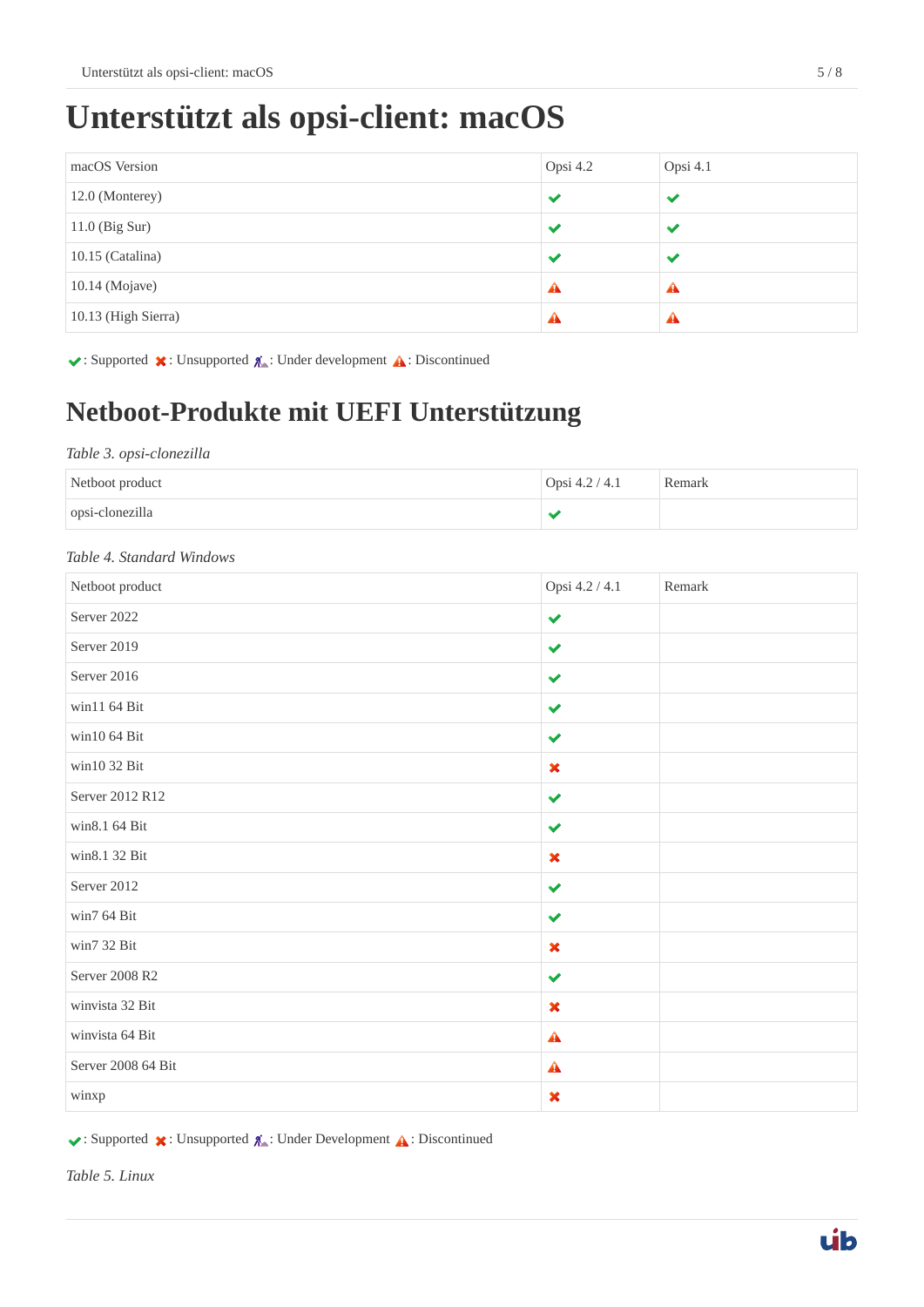# Unterstützt als opsi-client: macOS

| macOS Version | Opsi 4.2 | Opsi 4.1 |
|---|---|---|
| 12.0 (Monterey) | ✔ | ✔ |
| 11.0 (Big Sur) | ✔ | ✔ |
| 10.15 (Catalina) | ✔ | ✔ |
| 10.14 (Mojave) | ⚠ | ⚠ |
| 10.13 (High Sierra) | ⚠ | ⚠ |

✔: Supported ✖: Unsupported 🚧: Under development ⚠: Discontinued

# Netboot-Produkte mit UEFI Unterstützung

*Table 3. opsi-clonezilla*

| Netboot product | Opsi 4.2 / 4.1 | Remark |
|---|---|---|
| opsi-clonezilla | ✔ | |

*Table 4. Standard Windows*

| Netboot product | Opsi 4.2 / 4.1 | Remark |
|---|---|---|
| Server 2022 | ✔ | |
| Server 2019 | ✔ | |
| Server 2016 | ✔ | |
| win11 64 Bit | ✔ | |
| win10 64 Bit | ✔ | |
| win10 32 Bit | ✖ | |
| Server 2012 R12 | ✔ | |
| win8.1 64 Bit | ✔ | |
| win8.1 32 Bit | ✖ | |
| Server 2012 | ✔ | |
| win7 64 Bit | ✔ | |
| win7 32 Bit | ✖ | |
| Server 2008 R2 | ✔ | |
| winvista 32 Bit | ✖ | |
| winvista 64 Bit | ⚠ | |
| Server 2008 64 Bit | ⚠ | |
| winxp | ✖ | |

✔: Supported ✖: Unsupported 🚧: Under Development ⚠: Discontinued

*Table 5. Linux*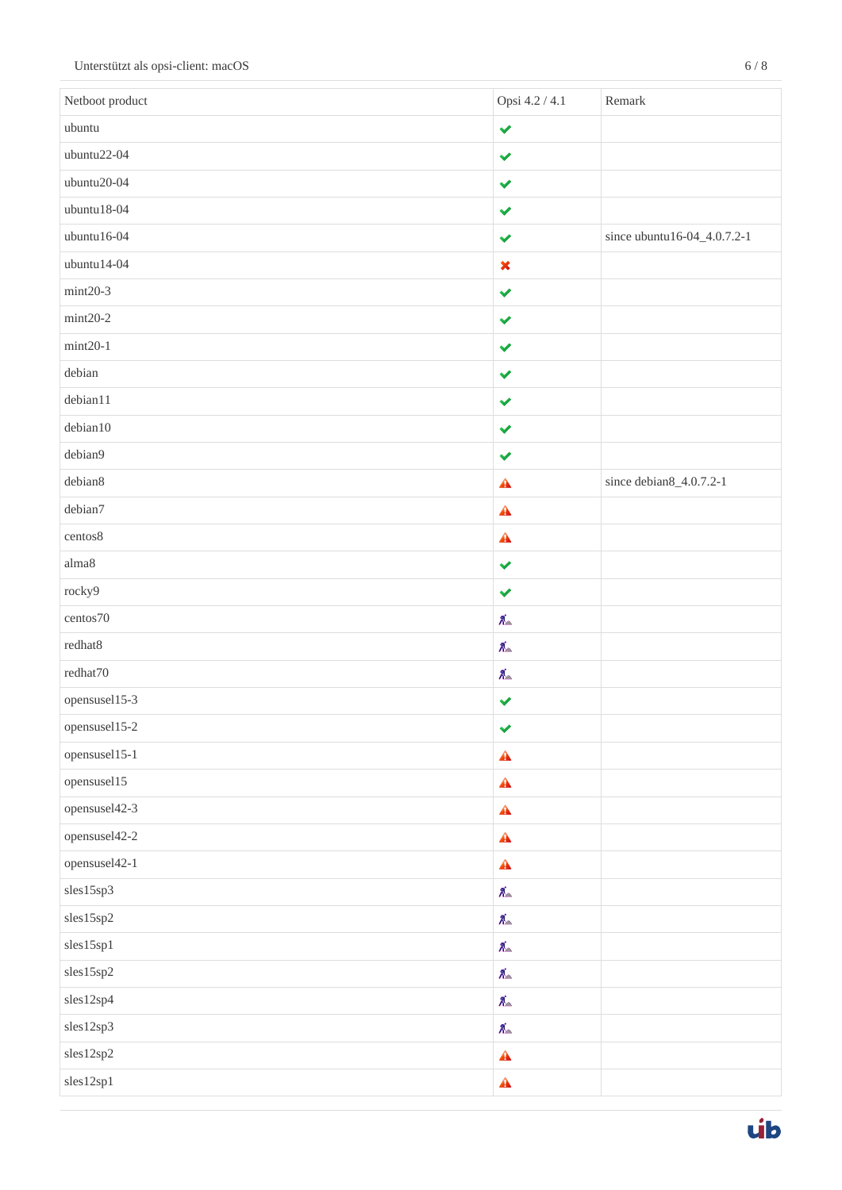| Netboot product | Opsi 4.2 / 4.1 | Remark |
| --- | --- | --- |
| ubuntu | ✔ | |
| ubuntu22-04 | ✔ | |
| ubuntu20-04 | ✔ | |
| ubuntu18-04 | ✔ | |
| ubuntu16-04 | ✔ | since ubuntu16-04_4.0.7.2-1 |
| ubuntu14-04 | ✖ | |
| mint20-3 | ✔ | |
| mint20-2 | ✔ | |
| mint20-1 | ✔ | |
| debian | ✔ | |
| debian11 | ✔ | |
| debian10 | ✔ | |
| debian9 | ✔ | |
| debian8 | ⚠ | since debian8_4.0.7.2-1 |
| debian7 | ⚠ | |
| centos8 | ⚠ | |
| alma8 | ✔ | |
| rocky9 | ✔ | |
| centos70 | 🚧 | |
| redhat8 | 🚧 | |
| redhat70 | 🚧 | |
| opensusel15-3 | ✔ | |
| opensusel15-2 | ✔ | |
| opensusel15-1 | ⚠ | |
| opensusel15 | ⚠ | |
| opensusel42-3 | ⚠ | |
| opensusel42-2 | ⚠ | |
| opensusel42-1 | ⚠ | |
| sles15sp3 | 🚧 | |
| sles15sp2 | 🚧 | |
| sles15sp1 | 🚧 | |
| sles15sp2 | 🚧 | |
| sles12sp4 | 🚧 | |
| sles12sp3 | 🚧 | |
| sles12sp2 | ⚠ | |
| sles12sp1 | ⚠ | |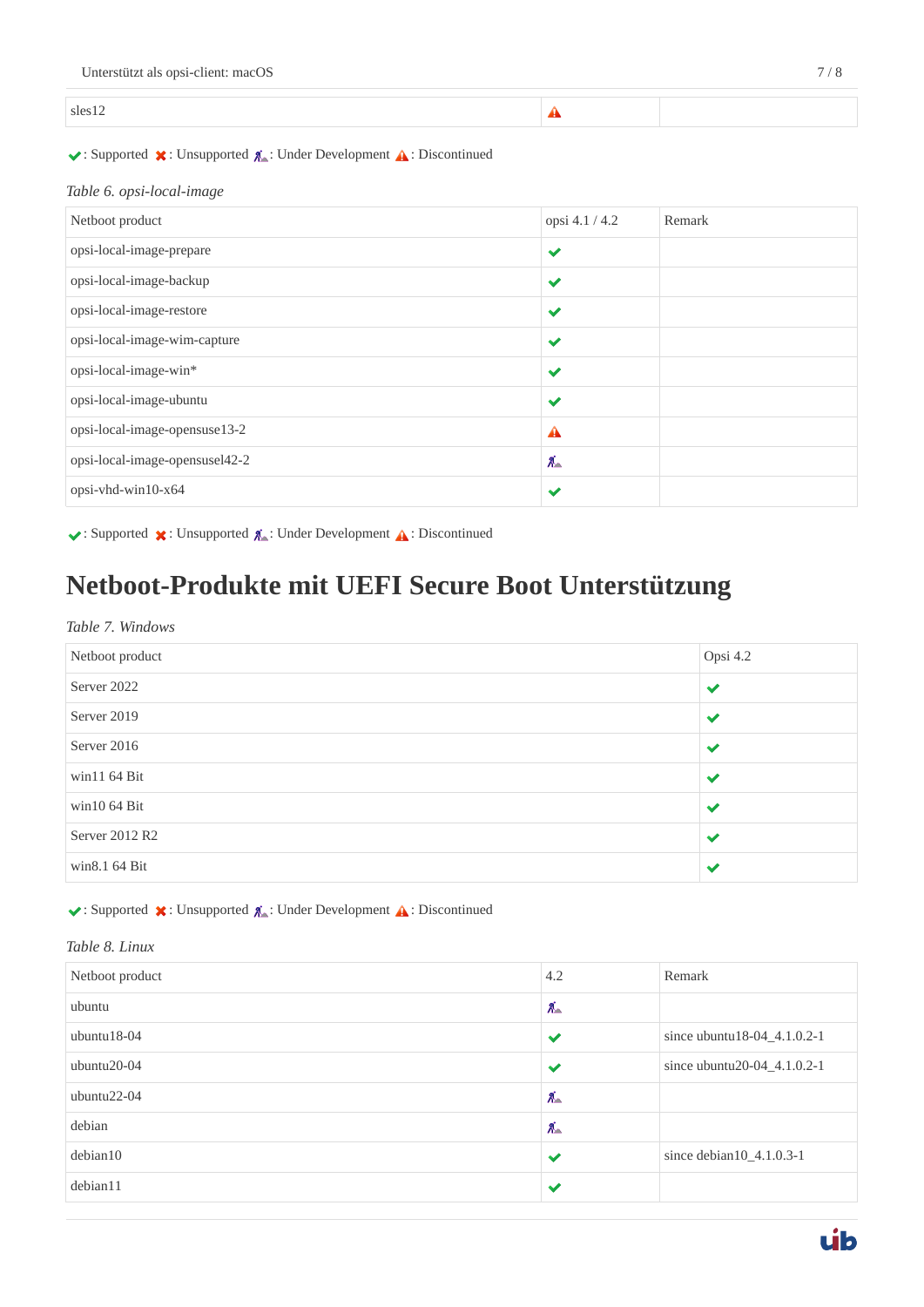| sles12 | ⚠ | |
|---|---|---|

✔: Supported ✖: Unsupported 🚧: Under Development ⚠: Discontinued

*Table 6. opsi-local-image*

| Netboot product | opsi 4.1 / 4.2 | Remark |
|---|---|---|
| opsi-local-image-prepare | ✔ | |
| opsi-local-image-backup | ✔ | |
| opsi-local-image-restore | ✔ | |
| opsi-local-image-wim-capture | ✔ | |
| opsi-local-image-win* | ✔ | |
| opsi-local-image-ubuntu | ✔ | |
| opsi-local-image-opensuse13-2 | ⚠ | |
| opsi-local-image-opensusel42-2 | 🚧 | |
| opsi-vhd-win10-x64 | ✔ | |

✔: Supported ✖: Unsupported 🚧: Under Development ⚠: Discontinued

# Netboot-Produkte mit UEFI Secure Boot Unterstützung

*Table 7. Windows*

| Netboot product | Opsi 4.2 |
|---|---|
| Server 2022 | ✔ |
| Server 2019 | ✔ |
| Server 2016 | ✔ |
| win11 64 Bit | ✔ |
| win10 64 Bit | ✔ |
| Server 2012 R2 | ✔ |
| win8.1 64 Bit | ✔ |

✔: Supported ✖: Unsupported 🚧: Under Development ⚠: Discontinued

*Table 8. Linux*

| Netboot product | 4.2 | Remark |
|---|---|---|
| ubuntu | 🚧 | |
| ubuntu18-04 | ✔ | since ubuntu18-04_4.1.0.2-1 |
| ubuntu20-04 | ✔ | since ubuntu20-04_4.1.0.2-1 |
| ubuntu22-04 | 🚧 | |
| debian | 🚧 | |
| debian10 | ✔ | since debian10_4.1.0.3-1 |
| debian11 | ✔ | |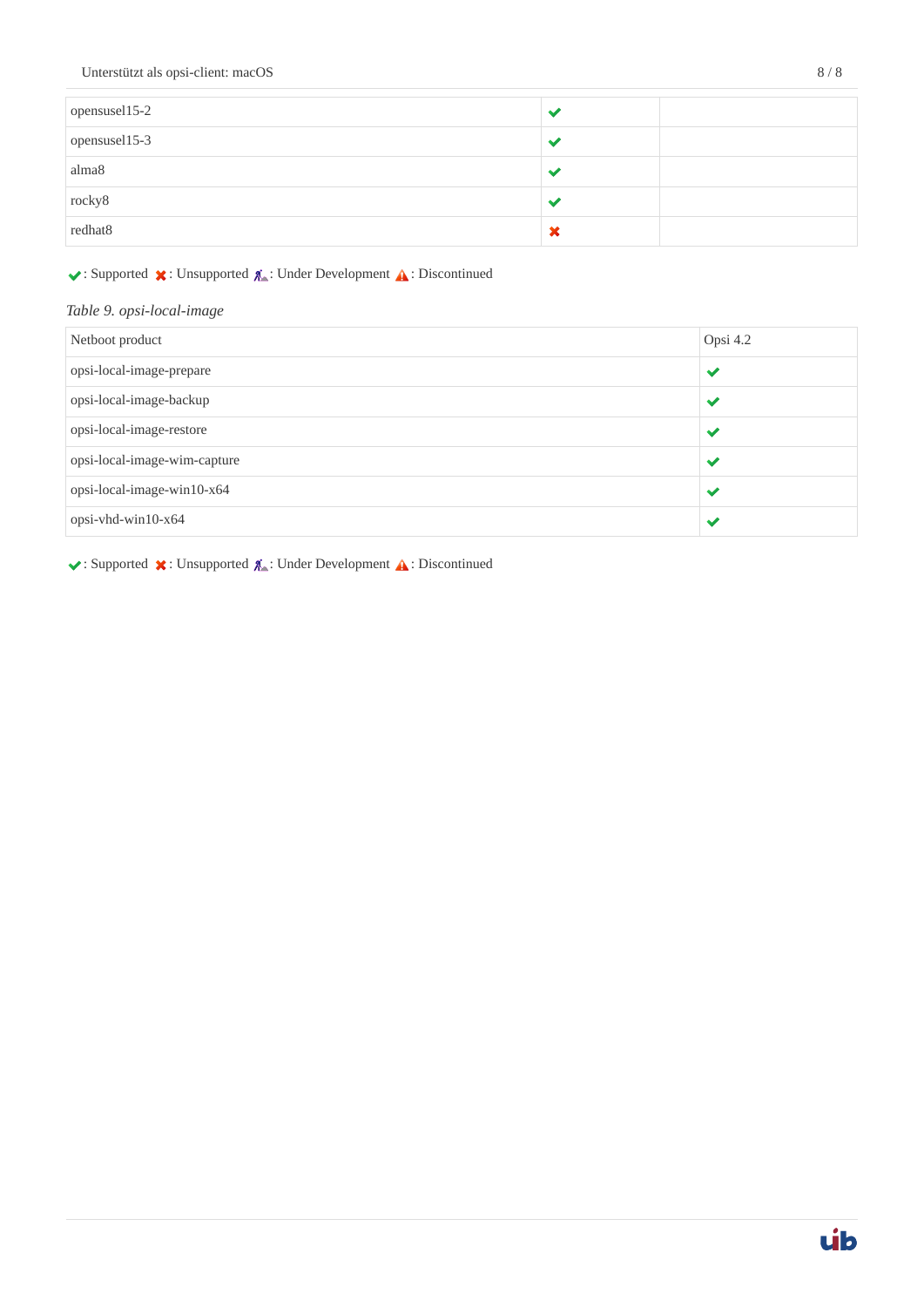| | | |
|---|---|---|
| opensusel15-2 | ✔ | |
| opensusel15-3 | ✔ | |
| alma8 | ✔ | |
| rocky8 | ✔ | |
| redhat8 | ✖ | |

✔: Supported ✖: Unsupported 🚧: Under Development ⚠: Discontinued

*Table 9. opsi-local-image*

| Netboot product | Opsi 4.2 |
|---|---|
| opsi-local-image-prepare | ✔ |
| opsi-local-image-backup | ✔ |
| opsi-local-image-restore | ✔ |
| opsi-local-image-wim-capture | ✔ |
| opsi-local-image-win10-x64 | ✔ |
| opsi-vhd-win10-x64 | ✔ |

✔: Supported ✖: Unsupported 🚧: Under Development ⚠: Discontinued